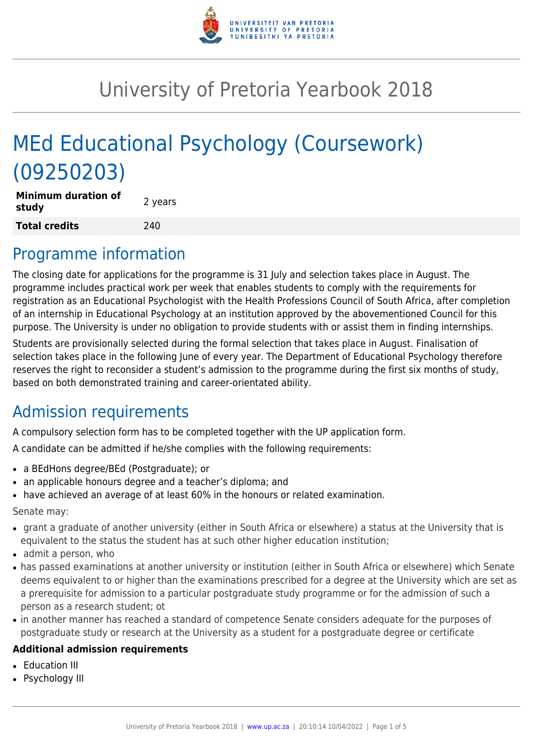# University of Pretoria Yearbook 2018

# MEd Educational Psychology (Coursework) (09250203)

| **Minimum duration of study** | 2 years |
| --- | --- |
| **Total credits** | 240 |

## Programme information

The closing date for applications for the programme is 31 July and selection takes place in August. The programme includes practical work per week that enables students to comply with the requirements for registration as an Educational Psychologist with the Health Professions Council of South Africa, after completion of an internship in Educational Psychology at an institution approved by the abovementioned Council for this purpose. The University is under no obligation to provide students with or assist them in finding internships.

Students are provisionally selected during the formal selection that takes place in August. Finalisation of selection takes place in the following June of every year. The Department of Educational Psychology therefore reserves the right to reconsider a student's admission to the programme during the first six months of study, based on both demonstrated training and career-orientated ability.

## Admission requirements

A compulsory selection form has to be completed together with the UP application form.

A candidate can be admitted if he/she complies with the following requirements:

- a BEdHons degree/BEd (Postgraduate); or
- an applicable honours degree and a teacher's diploma; and
- have achieved an average of at least 60% in the honours or related examination.

Senate may:

- grant a graduate of another university (either in South Africa or elsewhere) a status at the University that is equivalent to the status the student has at such other higher education institution;
- admit a person, who
- has passed examinations at another university or institution (either in South Africa or elsewhere) which Senate deems equivalent to or higher than the examinations prescribed for a degree at the University which are set as a prerequisite for admission to a particular postgraduate study programme or for the admission of such a person as a research student; ot
- in another manner has reached a standard of competence Senate considers adequate for the purposes of postgraduate study or research at the University as a student for a postgraduate degree or certificate

**Additional admission requirements**

- Education III
- Psychology III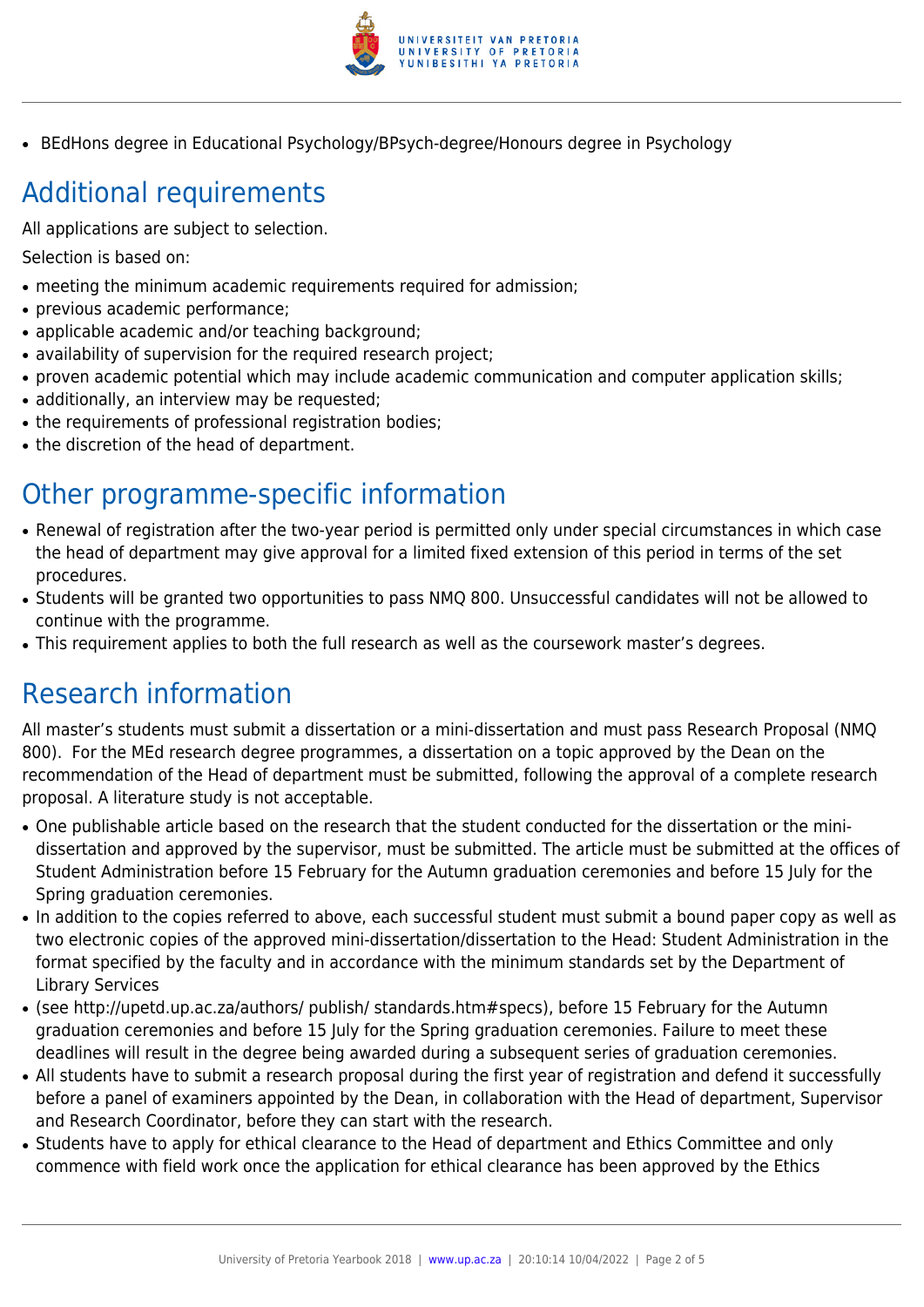- BEdHons degree in Educational Psychology/BPsych-degree/Honours degree in Psychology

## Additional requirements

All applications are subject to selection.

Selection is based on:

- meeting the minimum academic requirements required for admission;
- previous academic performance;
- applicable academic and/or teaching background;
- availability of supervision for the required research project;
- proven academic potential which may include academic communication and computer application skills;
- additionally, an interview may be requested;
- the requirements of professional registration bodies;
- the discretion of the head of department.

## Other programme-specific information

- Renewal of registration after the two-year period is permitted only under special circumstances in which case the head of department may give approval for a limited fixed extension of this period in terms of the set procedures.
- Students will be granted two opportunities to pass NMQ 800. Unsuccessful candidates will not be allowed to continue with the programme.
- This requirement applies to both the full research as well as the coursework master's degrees.

## Research information

All master's students must submit a dissertation or a mini-dissertation and must pass Research Proposal (NMQ 800). For the MEd research degree programmes, a dissertation on a topic approved by the Dean on the recommendation of the Head of department must be submitted, following the approval of a complete research proposal. A literature study is not acceptable.

- One publishable article based on the research that the student conducted for the dissertation or the mini-dissertation and approved by the supervisor, must be submitted. The article must be submitted at the offices of Student Administration before 15 February for the Autumn graduation ceremonies and before 15 July for the Spring graduation ceremonies.
- In addition to the copies referred to above, each successful student must submit a bound paper copy as well as two electronic copies of the approved mini-dissertation/dissertation to the Head: Student Administration in the format specified by the faculty and in accordance with the minimum standards set by the Department of Library Services
- (see http://upetd.up.ac.za/authors/ publish/ standards.htm#specs), before 15 February for the Autumn graduation ceremonies and before 15 July for the Spring graduation ceremonies. Failure to meet these deadlines will result in the degree being awarded during a subsequent series of graduation ceremonies.
- All students have to submit a research proposal during the first year of registration and defend it successfully before a panel of examiners appointed by the Dean, in collaboration with the Head of department, Supervisor and Research Coordinator, before they can start with the research.
- Students have to apply for ethical clearance to the Head of department and Ethics Committee and only commence with field work once the application for ethical clearance has been approved by the Ethics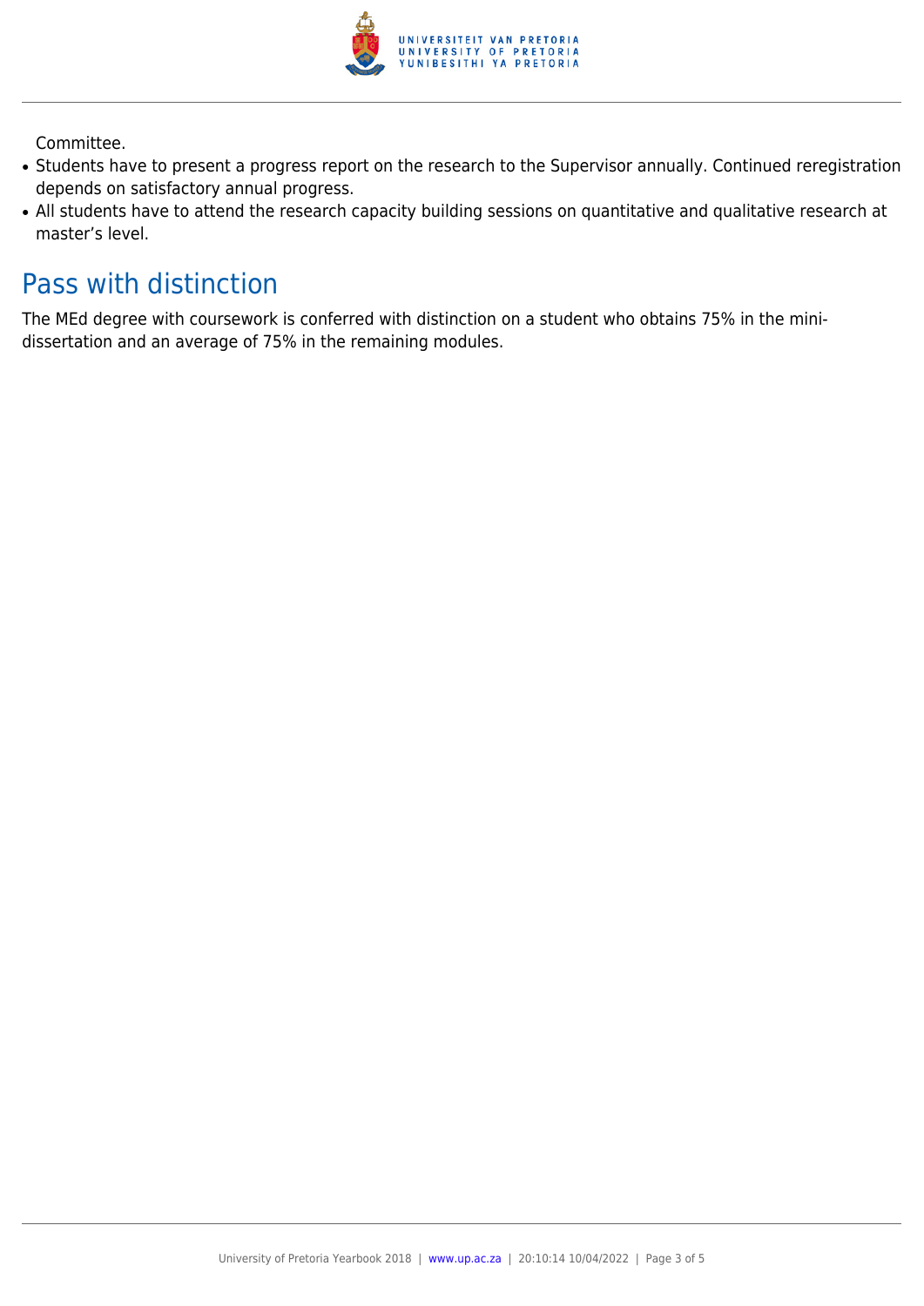Committee.

- Students have to present a progress report on the research to the Supervisor annually. Continued reregistration depends on satisfactory annual progress.
- All students have to attend the research capacity building sessions on quantitative and qualitative research at master's level.

## Pass with distinction

The MEd degree with coursework is conferred with distinction on a student who obtains 75% in the mini-dissertation and an average of 75% in the remaining modules.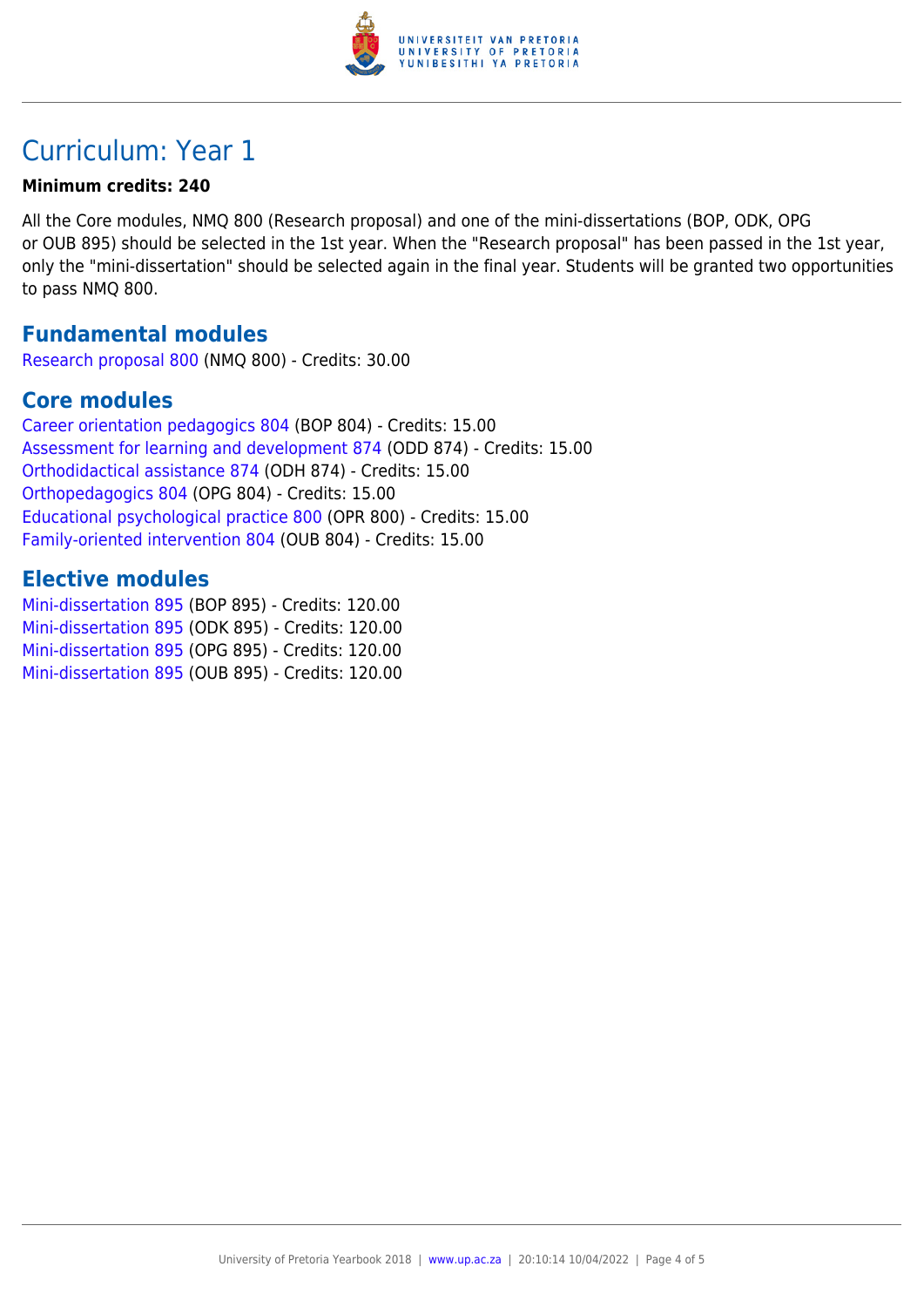# Curriculum: Year 1

**Minimum credits: 240**

All the Core modules, NMQ 800 (Research proposal) and one of the mini-dissertations (BOP, ODK, OPG or OUB 895) should be selected in the 1st year. When the "Research proposal" has been passed in the 1st year, only the "mini-dissertation" should be selected again in the final year. Students will be granted two opportunities to pass NMQ 800.

## Fundamental modules

Research proposal 800 (NMQ 800) - Credits: 30.00

## Core modules

Career orientation pedagogics 804 (BOP 804) - Credits: 15.00
Assessment for learning and development 874 (ODD 874) - Credits: 15.00
Orthodidactical assistance 874 (ODH 874) - Credits: 15.00
Orthopedagogics 804 (OPG 804) - Credits: 15.00
Educational psychological practice 800 (OPR 800) - Credits: 15.00
Family-oriented intervention 804 (OUB 804) - Credits: 15.00

## Elective modules

Mini-dissertation 895 (BOP 895) - Credits: 120.00
Mini-dissertation 895 (ODK 895) - Credits: 120.00
Mini-dissertation 895 (OPG 895) - Credits: 120.00
Mini-dissertation 895 (OUB 895) - Credits: 120.00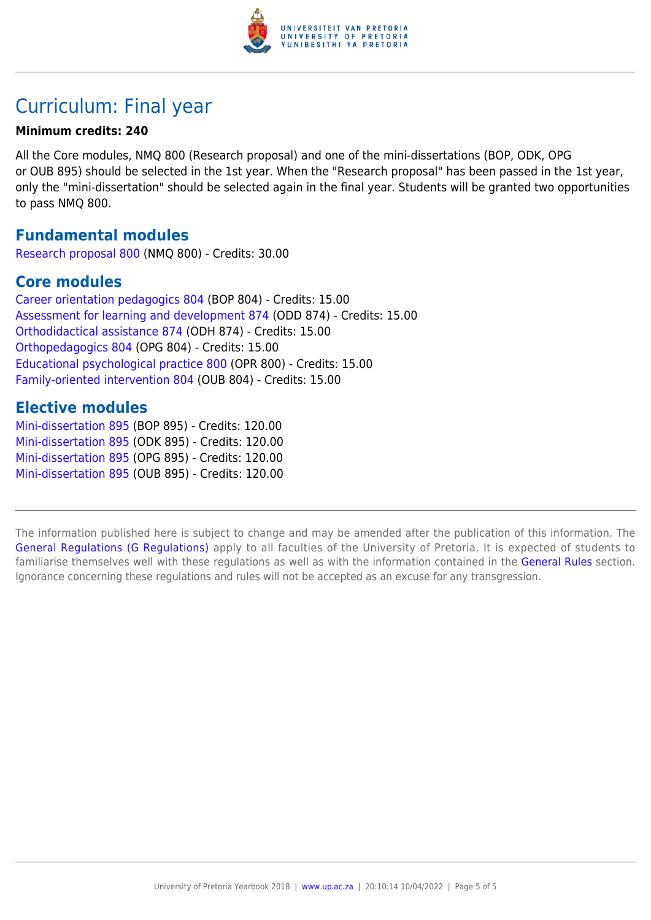# Curriculum: Final year

**Minimum credits: 240**

All the Core modules, NMQ 800 (Research proposal) and one of the mini-dissertations (BOP, ODK, OPG or OUB 895) should be selected in the 1st year. When the "Research proposal" has been passed in the 1st year, only the "mini-dissertation" should be selected again in the final year. Students will be granted two opportunities to pass NMQ 800.

## Fundamental modules

Research proposal 800 (NMQ 800) - Credits: 30.00

## Core modules

Career orientation pedagogics 804 (BOP 804) - Credits: 15.00
Assessment for learning and development 874 (ODD 874) - Credits: 15.00
Orthodidactical assistance 874 (ODH 874) - Credits: 15.00
Orthopedagogics 804 (OPG 804) - Credits: 15.00
Educational psychological practice 800 (OPR 800) - Credits: 15.00
Family-oriented intervention 804 (OUB 804) - Credits: 15.00

## Elective modules

Mini-dissertation 895 (BOP 895) - Credits: 120.00
Mini-dissertation 895 (ODK 895) - Credits: 120.00
Mini-dissertation 895 (OPG 895) - Credits: 120.00
Mini-dissertation 895 (OUB 895) - Credits: 120.00

The information published here is subject to change and may be amended after the publication of this information. The General Regulations (G Regulations) apply to all faculties of the University of Pretoria. It is expected of students to familiarise themselves well with these regulations as well as with the information contained in the General Rules section. Ignorance concerning these regulations and rules will not be accepted as an excuse for any transgression.